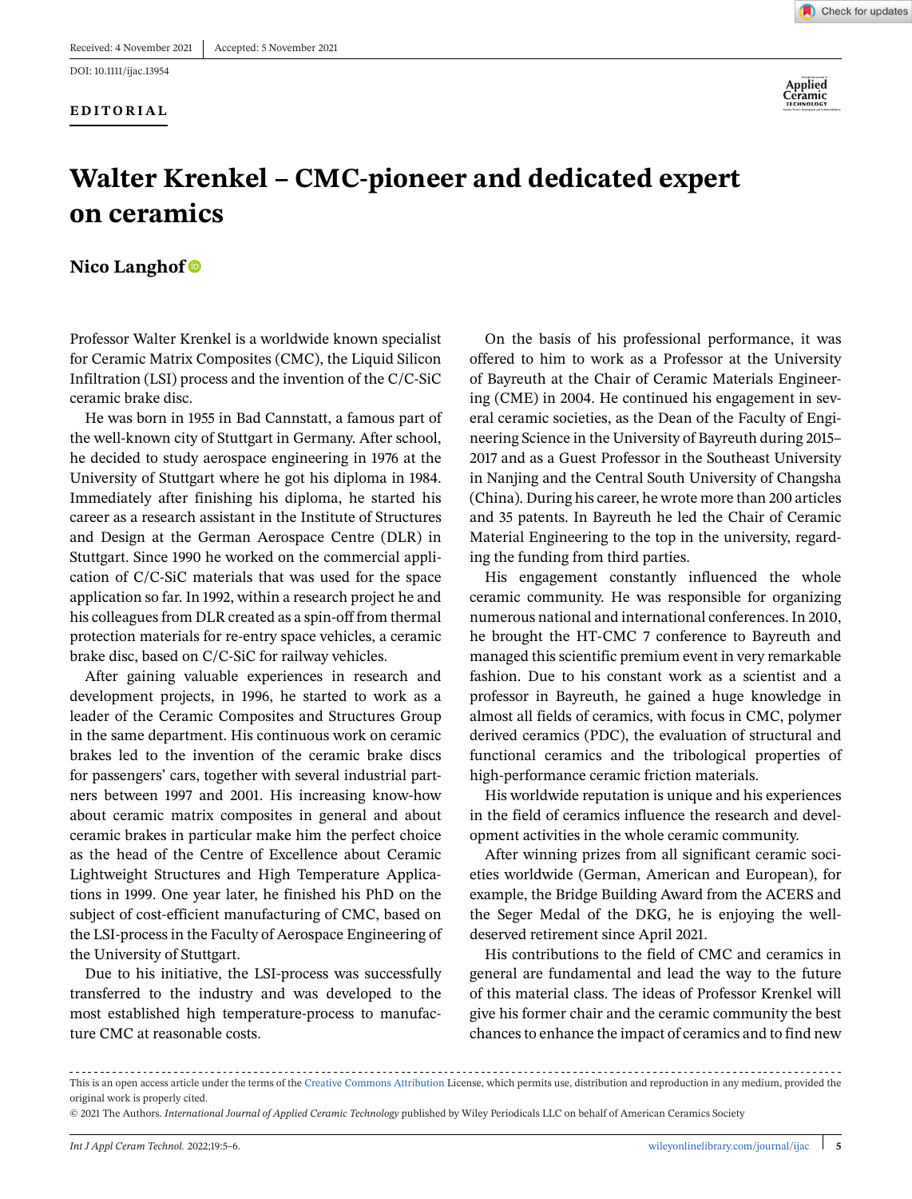Received: 4 November 2021 | Accepted: 5 November 2021

DOI: 10.1111/ijac.13954

**EDITORIAL**

# Walter Krenkel – CMC-pioneer and dedicated expert on ceramics

**Nico Langhof**

Professor Walter Krenkel is a worldwide known specialist for Ceramic Matrix Composites (CMC), the Liquid Silicon Infiltration (LSI) process and the invention of the C/C-SiC ceramic brake disc.

He was born in 1955 in Bad Cannstatt, a famous part of the well-known city of Stuttgart in Germany. After school, he decided to study aerospace engineering in 1976 at the University of Stuttgart where he got his diploma in 1984. Immediately after finishing his diploma, he started his career as a research assistant in the Institute of Structures and Design at the German Aerospace Centre (DLR) in Stuttgart. Since 1990 he worked on the commercial application of C/C-SiC materials that was used for the space application so far. In 1992, within a research project he and his colleagues from DLR created as a spin-off from thermal protection materials for re-entry space vehicles, a ceramic brake disc, based on C/C-SiC for railway vehicles.

After gaining valuable experiences in research and development projects, in 1996, he started to work as a leader of the Ceramic Composites and Structures Group in the same department. His continuous work on ceramic brakes led to the invention of the ceramic brake discs for passengers' cars, together with several industrial partners between 1997 and 2001. His increasing know-how about ceramic matrix composites in general and about ceramic brakes in particular make him the perfect choice as the head of the Centre of Excellence about Ceramic Lightweight Structures and High Temperature Applications in 1999. One year later, he finished his PhD on the subject of cost-efficient manufacturing of CMC, based on the LSI-process in the Faculty of Aerospace Engineering of the University of Stuttgart.

Due to his initiative, the LSI-process was successfully transferred to the industry and was developed to the most established high temperature-process to manufacture CMC at reasonable costs.

On the basis of his professional performance, it was offered to him to work as a Professor at the University of Bayreuth at the Chair of Ceramic Materials Engineering (CME) in 2004. He continued his engagement in several ceramic societies, as the Dean of the Faculty of Engineering Science in the University of Bayreuth during 2015–2017 and as a Guest Professor in the Southeast University in Nanjing and the Central South University of Changsha (China). During his career, he wrote more than 200 articles and 35 patents. In Bayreuth he led the Chair of Ceramic Material Engineering to the top in the university, regarding the funding from third parties.

His engagement constantly influenced the whole ceramic community. He was responsible for organizing numerous national and international conferences. In 2010, he brought the HT-CMC 7 conference to Bayreuth and managed this scientific premium event in very remarkable fashion. Due to his constant work as a scientist and a professor in Bayreuth, he gained a huge knowledge in almost all fields of ceramics, with focus in CMC, polymer derived ceramics (PDC), the evaluation of structural and functional ceramics and the tribological properties of high-performance ceramic friction materials.

His worldwide reputation is unique and his experiences in the field of ceramics influence the research and development activities in the whole ceramic community.

After winning prizes from all significant ceramic societies worldwide (German, American and European), for example, the Bridge Building Award from the ACERS and the Seger Medal of the DKG, he is enjoying the well-deserved retirement since April 2021.

His contributions to the field of CMC and ceramics in general are fundamental and lead the way to the future of this material class. The ideas of Professor Krenkel will give his former chair and the ceramic community the best chances to enhance the impact of ceramics and to find new

This is an open access article under the terms of the Creative Commons Attribution License, which permits use, distribution and reproduction in any medium, provided the original work is properly cited.

© 2021 The Authors. *International Journal of Applied Ceramic Technology* published by Wiley Periodicals LLC on behalf of American Ceramics Society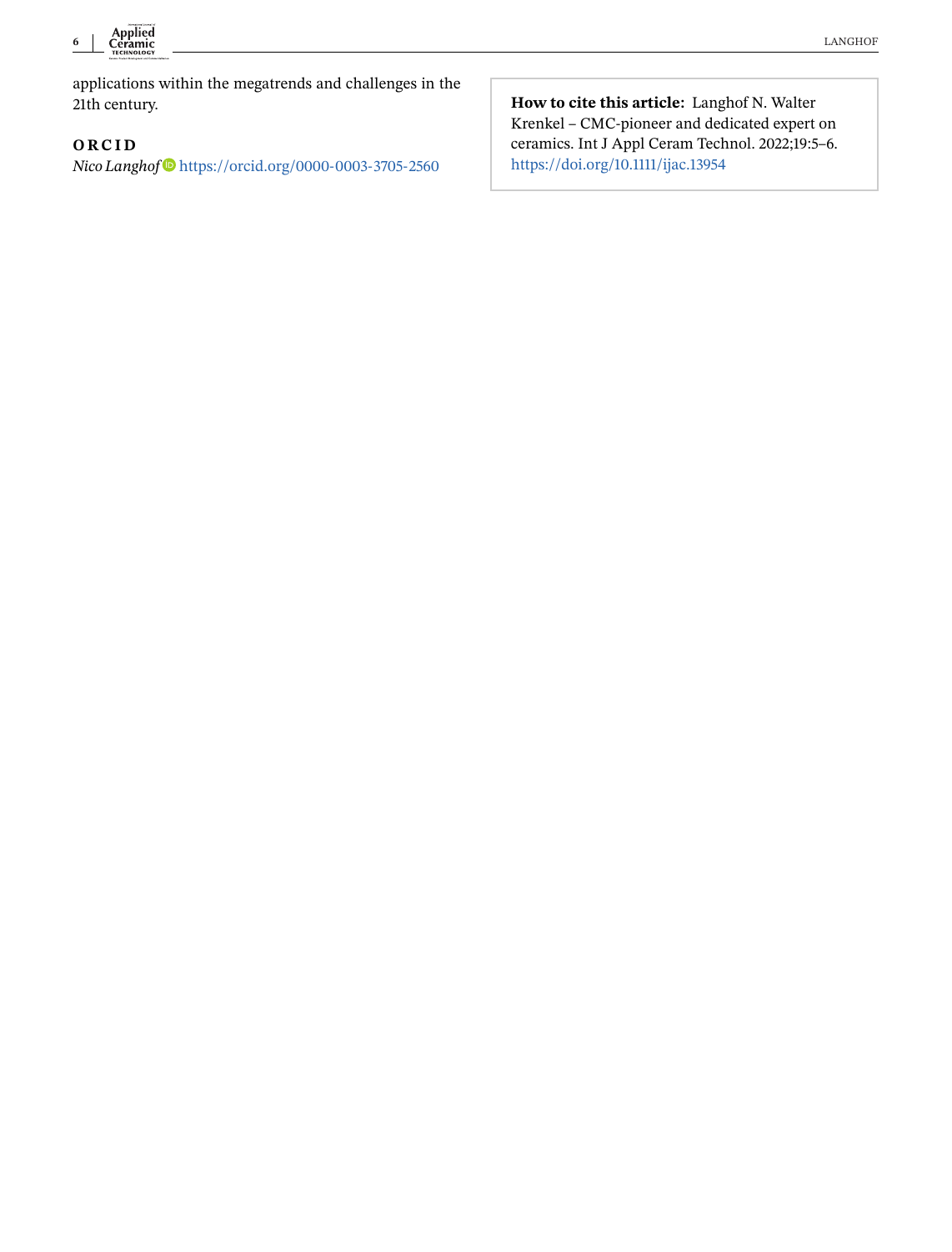applications within the megatrends and challenges in the 21th century.

## ORCID

*Nico Langhof* https://orcid.org/0000-0003-3705-2560

**How to cite this article:** Langhof N. Walter Krenkel – CMC-pioneer and dedicated expert on ceramics. Int J Appl Ceram Technol. 2022;19:5–6. https://doi.org/10.1111/ijac.13954